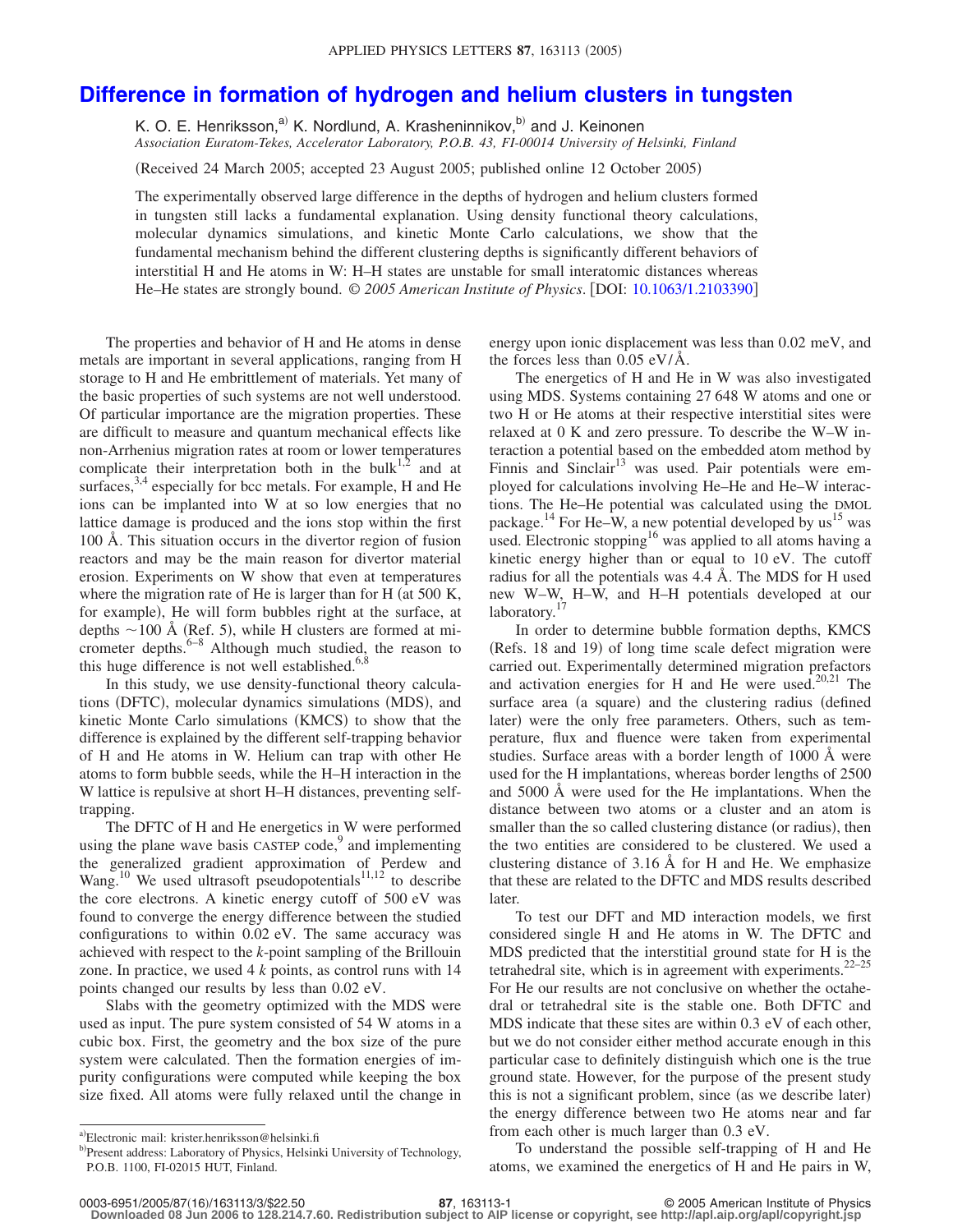# Difference in formation of hydrogen and helium clusters in tungsten

K. O. E. Henriksson,[a)] K. Nordlund, A. Krasheninnikov,[b)] and J. Keinonen

*Association Euratom-Tekes, Accelerator Laboratory, P.O.B. 43, FI-00014 University of Helsinki, Finland*

(Received 24 March 2005; accepted 23 August 2005; published online 12 October 2005)

The experimentally observed large difference in the depths of hydrogen and helium clusters formed in tungsten still lacks a fundamental explanation. Using density functional theory calculations, molecular dynamics simulations, and kinetic Monte Carlo calculations, we show that the fundamental mechanism behind the different clustering depths is significantly different behaviors of interstitial H and He atoms in W: H–H states are unstable for small interatomic distances whereas He–He states are strongly bound. *© 2005 American Institute of Physics*. [DOI: 10.1063/1.2103390]

The properties and behavior of H and He atoms in dense metals are important in several applications, ranging from H storage to H and He embrittlement of materials. Yet many of the basic properties of such systems are not well understood. Of particular importance are the migration properties. These are difficult to measure and quantum mechanical effects like non-Arrhenius migration rates at room or lower temperatures complicate their interpretation both in the bulk[1,2] and at surfaces,[3,4] especially for bcc metals. For example, H and He ions can be implanted into W at so low energies that no lattice damage is produced and the ions stop within the first 100 Å. This situation occurs in the divertor region of fusion reactors and may be the main reason for divertor material erosion. Experiments on W show that even at temperatures where the migration rate of He is larger than for H (at 500 K, for example), He will form bubbles right at the surface, at depths ~100 Å (Ref. 5), while H clusters are formed at micrometer depths.[6–8] Although much studied, the reason to this huge difference is not well established.[6,8]

In this study, we use density-functional theory calculations (DFTC), molecular dynamics simulations (MDS), and kinetic Monte Carlo simulations (KMCS) to show that the difference is explained by the different self-trapping behavior of H and He atoms in W. Helium can trap with other He atoms to form bubble seeds, while the H–H interaction in the W lattice is repulsive at short H–H distances, preventing self-trapping.

The DFTC of H and He energetics in W were performed using the plane wave basis CASTEP code,[9] and implementing the generalized gradient approximation of Perdew and Wang.[10] We used ultrasoft pseudopotentials[11,12] to describe the core electrons. A kinetic energy cutoff of 500 eV was found to converge the energy difference between the studied configurations to within 0.02 eV. The same accuracy was achieved with respect to the $k$-point sampling of the Brillouin zone. In practice, we used 4 $k$ points, as control runs with 14 points changed our results by less than 0.02 eV.

Slabs with the geometry optimized with the MDS were used as input. The pure system consisted of 54 W atoms in a cubic box. First, the geometry and the box size of the pure system were calculated. Then the formation energies of impurity configurations were computed while keeping the box size fixed. All atoms were fully relaxed until the change in energy upon ionic displacement was less than 0.02 meV, and the forces less than 0.05 eV/Å.

The energetics of H and He in W was also investigated using MDS. Systems containing 27 648 W atoms and one or two H or He atoms at their respective interstitial sites were relaxed at 0 K and zero pressure. To describe the W–W interaction a potential based on the embedded atom method by Finnis and Sinclair[13] was used. Pair potentials were employed for calculations involving He–He and He–W interactions. The He–He potential was calculated using the DMOL package.[14] For He–W, a new potential developed by us[15] was used. Electronic stopping[16] was applied to all atoms having a kinetic energy higher than or equal to 10 eV. The cutoff radius for all the potentials was 4.4 Å. The MDS for H used new W–W, H–W, and H–H potentials developed at our laboratory.[17]

In order to determine bubble formation depths, KMCS (Refs. 18 and 19) of long time scale defect migration were carried out. Experimentally determined migration prefactors and activation energies for H and He were used.[20,21] The surface area (a square) and the clustering radius (defined later) were the only free parameters. Others, such as temperature, flux and fluence were taken from experimental studies. Surface areas with a border length of 1000 Å were used for the H implantations, whereas border lengths of 2500 and 5000 Å were used for the He implantations. When the distance between two atoms or a cluster and an atom is smaller than the so called clustering distance (or radius), then the two entities are considered to be clustered. We used a clustering distance of 3.16 Å for H and He. We emphasize that these are related to the DFTC and MDS results described later.

To test our DFT and MD interaction models, we first considered single H and He atoms in W. The DFTC and MDS predicted that the interstitial ground state for H is the tetrahedral site, which is in agreement with experiments.[22–25] For He our results are not conclusive on whether the octahedral or tetrahedral site is the stable one. Both DFTC and MDS indicate that these sites are within 0.3 eV of each other, but we do not consider either method accurate enough in this particular case to definitely distinguish which one is the true ground state. However, for the purpose of the present study this is not a significant problem, since (as we describe later) the energy difference between two He atoms near and far from each other is much larger than 0.3 eV.

To understand the possible self-trapping of H and He atoms, we examined the energetics of H and He pairs in W,

[a)]Electronic mail: krister.henriksson@helsinki.fi

[b)]Present address: Laboratory of Physics, Helsinki University of Technology, P.O.B. 1100, FI-02015 HUT, Finland.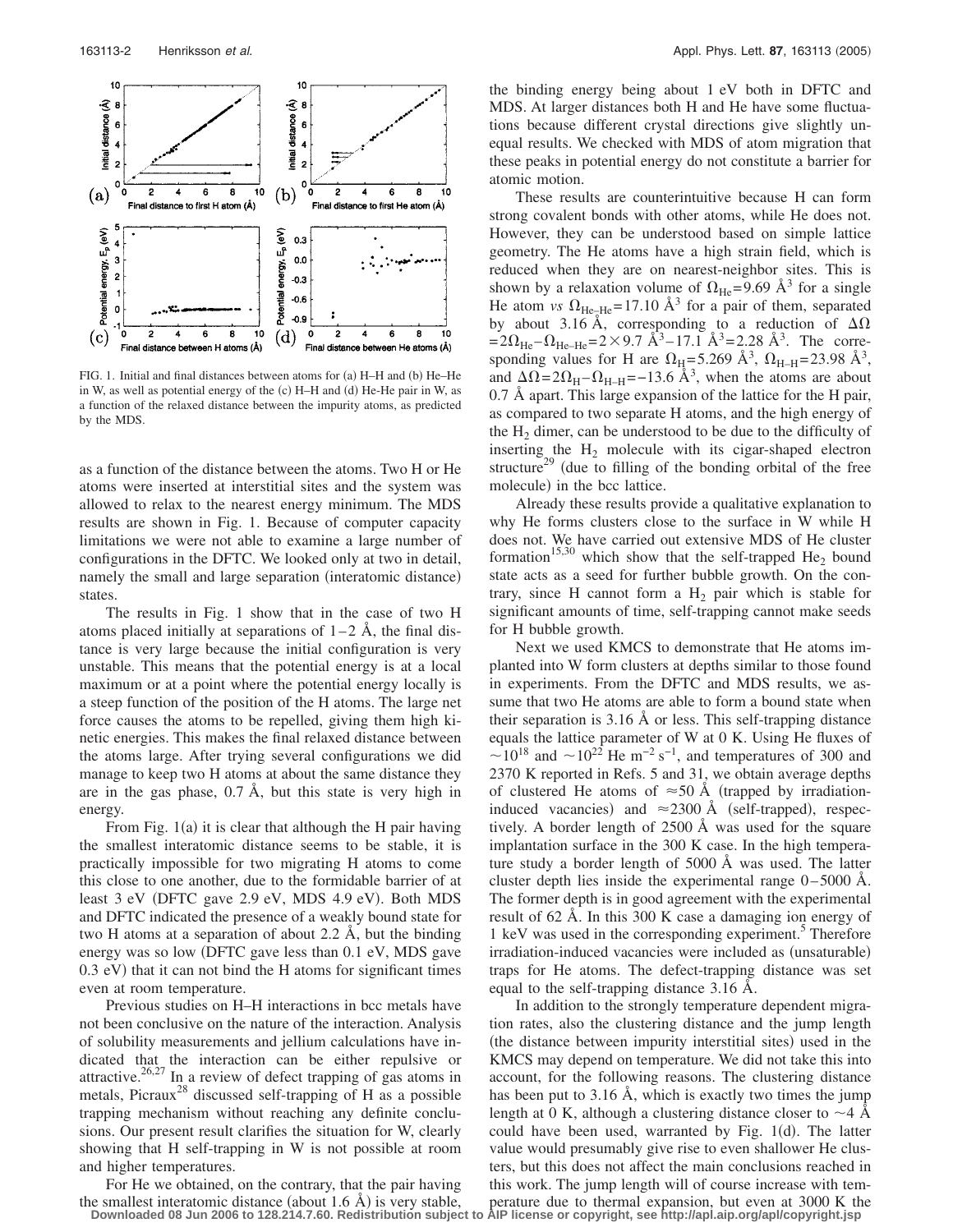FIG. 1. Initial and final distances between atoms for (a) H–H and (b) He–He in W, as well as potential energy of the (c) H–H and (d) He-He pair in W, as a function of the relaxed distance between the impurity atoms, as predicted by the MDS.

as a function of the distance between the atoms. Two H or He atoms were inserted at interstitial sites and the system was allowed to relax to the nearest energy minimum. The MDS results are shown in Fig. 1. Because of computer capacity limitations we were not able to examine a large number of configurations in the DFTC. We looked only at two in detail, namely the small and large separation (interatomic distance) states.

The results in Fig. 1 show that in the case of two H atoms placed initially at separations of 1–2 Å, the final distance is very large because the initial configuration is very unstable. This means that the potential energy is at a local maximum or at a point where the potential energy locally is a steep function of the position of the H atoms. The large net force causes the atoms to be repelled, giving them high kinetic energies. This makes the final relaxed distance between the atoms large. After trying several configurations we did manage to keep two H atoms at about the same distance they are in the gas phase, 0.7 Å, but this state is very high in energy.

From Fig. 1(a) it is clear that although the H pair having the smallest interatomic distance seems to be stable, it is practically impossible for two migrating H atoms to come this close to one another, due to the formidable barrier of at least 3 eV (DFTC gave 2.9 eV, MDS 4.9 eV). Both MDS and DFTC indicated the presence of a weakly bound state for two H atoms at a separation of about 2.2 Å, but the binding energy was so low (DFTC gave less than 0.1 eV, MDS gave 0.3 eV) that it can not bind the H atoms for significant times even at room temperature.

Previous studies on H–H interactions in bcc metals have not been conclusive on the nature of the interaction. Analysis of solubility measurements and jellium calculations have indicated that the interaction can be either repulsive or attractive.[26,27] In a review of defect trapping of gas atoms in metals, Picraux[28] discussed self-trapping of H as a possible trapping mechanism without reaching any definite conclusions. Our present result clarifies the situation for W, clearly showing that H self-trapping in W is not possible at room and higher temperatures.

For He we obtained, on the contrary, that the pair having the smallest interatomic distance (about 1.6 Å) is very stable, the binding energy being about 1 eV both in DFTC and MDS. At larger distances both H and He have some fluctuations because different crystal directions give slightly unequal results. We checked with MDS of atom migration that these peaks in potential energy do not constitute a barrier for atomic motion.

These results are counterintuitive because H can form strong covalent bonds with other atoms, while He does not. However, they can be understood based on simple lattice geometry. The He atoms have a high strain field, which is reduced when they are on nearest-neighbor sites. This is shown by a relaxation volume of $\Omega_{He}=9.69$ Å$^3$ for a single He atom *vs* $\Omega_{He-He}=17.10$ Å$^3$ for a pair of them, separated by about 3.16 Å, corresponding to a reduction of $\Delta\Omega = 2\Omega_{He}-\Omega_{He-He}=2\times 9.7$ Å$^3-17.1$ Å$^3=2.28$ Å$^3$. The corresponding values for H are $\Omega_H=5.269$ Å$^3$, $\Omega_{H-H}=23.98$ Å$^3$, and $\Delta\Omega=2\Omega_H-\Omega_{H-H}=-13.6$ Å$^3$, when the atoms are about 0.7 Å apart. This large expansion of the lattice for the H pair, as compared to two separate H atoms, and the high energy of the $H_2$ dimer, can be understood to be due to the difficulty of inserting the $H_2$ molecule with its cigar-shaped electron structure[29] (due to filling of the bonding orbital of the free molecule) in the bcc lattice.

Already these results provide a qualitative explanation to why He forms clusters close to the surface in W while H does not. We have carried out extensive MDS of He cluster formation[15,30] which show that the self-trapped $He_2$ bound state acts as a seed for further bubble growth. On the contrary, since H cannot form a $H_2$ pair which is stable for significant amounts of time, self-trapping cannot make seeds for H bubble growth.

Next we used KMCS to demonstrate that He atoms implanted into W form clusters at depths similar to those found in experiments. From the DFTC and MDS results, we assume that two He atoms are able to form a bound state when their separation is 3.16 Å or less. This self-trapping distance equals the lattice parameter of W at 0 K. Using He fluxes of $\sim 10^{18}$ and $\sim 10^{22}$ He m$^{-2}$ s$^{-1}$, and temperatures of 300 and 2370 K reported in Refs. 5 and 31, we obtain average depths of clustered He atoms of $\approx 50$ Å (trapped by irradiation-induced vacancies) and $\approx 2300$ Å (self-trapped), respectively. A border length of 2500 Å was used for the square implantation surface in the 300 K case. In the high temperature study a border length of 5000 Å was used. The latter cluster depth lies inside the experimental range 0–5000 Å. The former depth is in good agreement with the experimental result of 62 Å. In this 300 K case a damaging ion energy of 1 keV was used in the corresponding experiment.[5] Therefore irradiation-induced vacancies were included as (unsaturable) traps for He atoms. The defect-trapping distance was set equal to the self-trapping distance 3.16 Å.

In addition to the strongly temperature dependent migration rates, also the clustering distance and the jump length (the distance between impurity interstitial sites) used in the KMCS may depend on temperature. We did not take this into account, for the following reasons. The clustering distance has been put to 3.16 Å, which is exactly two times the jump length at 0 K, although a clustering distance closer to $\sim 4$ Å could have been used, warranted by Fig. 1(d). The latter value would presumably give rise to even shallower He clusters, but this does not affect the main conclusions reached in this work. The jump length will of course increase with temperature due to thermal expansion, but even at 3000 K the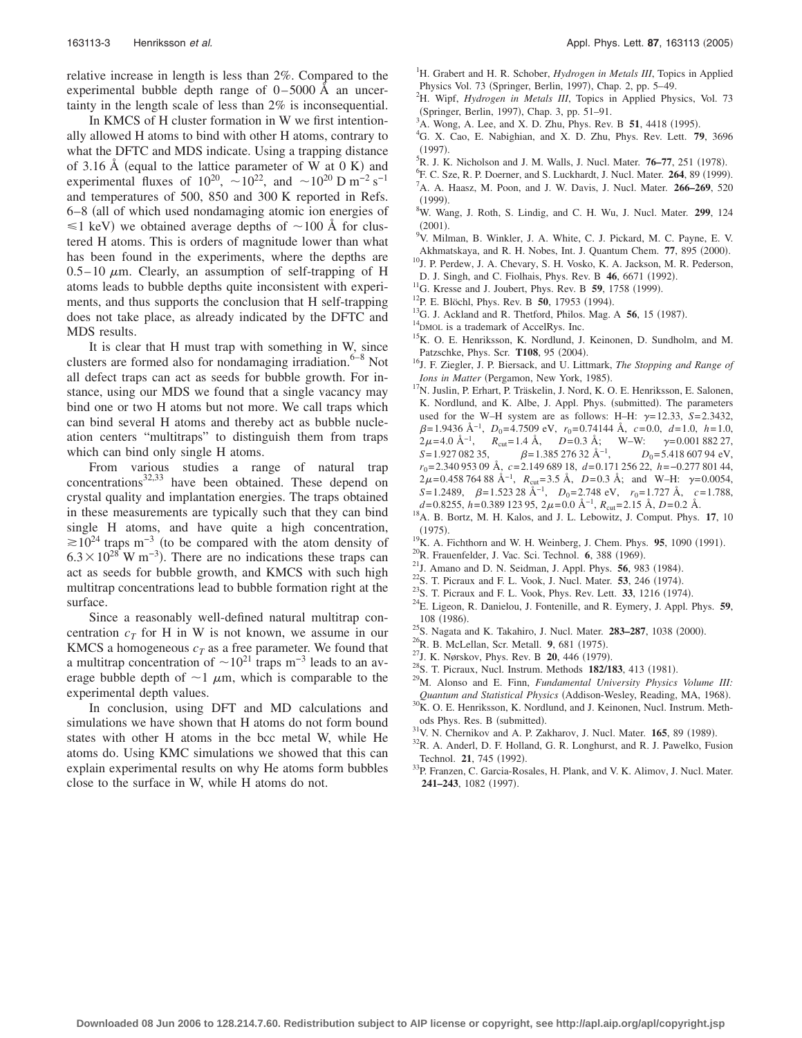relative increase in length is less than 2%. Compared to the experimental bubble depth range of 0–5000 Å an uncertainty in the length scale of less than 2% is inconsequential.

In KMCS of H cluster formation in W we first intentionally allowed H atoms to bind with other H atoms, contrary to what the DFTC and MDS indicate. Using a trapping distance of 3.16 Å (equal to the lattice parameter of W at 0 K) and experimental fluxes of $10^{20}$, $\sim 10^{22}$, and $\sim 10^{20}$ D m$^{-2}$ s$^{-1}$ and temperatures of 500, 850 and 300 K reported in Refs. 6–8 (all of which used nondamaging atomic ion energies of $\leqslant 1$ keV) we obtained average depths of $\sim 100$ Å for clustered H atoms. This is orders of magnitude lower than what has been found in the experiments, where the depths are 0.5–10 $\mu$m. Clearly, an assumption of self-trapping of H atoms leads to bubble depths quite inconsistent with experiments, and thus supports the conclusion that H self-trapping does not take place, as already indicated by the DFTC and MDS results.

It is clear that H must trap with something in W, since clusters are formed also for nondamaging irradiation.[6–8] Not all defect traps can act as seeds for bubble growth. For instance, using our MDS we found that a single vacancy may bind one or two H atoms but not more. We call traps which can bind several H atoms and thereby act as bubble nucleation centers "multitraps" to distinguish them from traps which can bind only single H atoms.

From various studies a range of natural trap concentrations[32,33] have been obtained. These depend on crystal quality and implantation energies. The traps obtained in these measurements are typically such that they can bind single H atoms, and have quite a high concentration, $\gtrsim 10^{24}$ traps m$^{-3}$ (to be compared with the atom density of $6.3\times 10^{28}$ W m$^{-3}$). There are no indications these traps can act as seeds for bubble growth, and KMCS with such high multitrap concentrations lead to bubble formation right at the surface.

Since a reasonably well-defined natural multitrap concentration $c_T$ for H in W is not known, we assume in our KMCS a homogeneous $c_T$ as a free parameter. We found that a multitrap concentration of $\sim 10^{21}$ traps m$^{-3}$ leads to an average bubble depth of $\sim 1$ $\mu$m, which is comparable to the experimental depth values.

In conclusion, using DFT and MD calculations and simulations we have shown that H atoms do not form bound states with other H atoms in the bcc metal W, while He atoms do. Using KMC simulations we showed that this can explain experimental results on why He atoms form bubbles close to the surface in W, while H atoms do not.

[1] H. Grabert and H. R. Schober, *Hydrogen in Metals III*, Topics in Applied Physics Vol. 73 (Springer, Berlin, 1997), Chap. 2, pp. 5–49.
[2] H. Wipf, *Hydrogen in Metals III*, Topics in Applied Physics, Vol. 73 (Springer, Berlin, 1997), Chap. 3, pp. 51–91.
[3] A. Wong, A. Lee, and X. D. Zhu, Phys. Rev. B **51**, 4418 (1995).
[4] G. X. Cao, E. Nabighian, and X. D. Zhu, Phys. Rev. Lett. **79**, 3696 (1997).
[5] R. J. K. Nicholson and J. M. Walls, J. Nucl. Mater. **76–77**, 251 (1978).
[6] F. C. Sze, R. P. Doerner, and S. Luckhardt, J. Nucl. Mater. **264**, 89 (1999).
[7] A. A. Haasz, M. Poon, and J. W. Davis, J. Nucl. Mater. **266–269**, 520 (1999).
[8] W. Wang, J. Roth, S. Lindig, and C. H. Wu, J. Nucl. Mater. **299**, 124 (2001).
[9] V. Milman, B. Winkler, J. A. White, C. J. Pickard, M. C. Payne, E. V. Akhmatskaya, and R. H. Nobes, Int. J. Quantum Chem. **77**, 895 (2000).
[10] J. P. Perdew, J. A. Chevary, S. H. Vosko, K. A. Jackson, M. R. Pederson, D. J. Singh, and C. Fiolhais, Phys. Rev. B **46**, 6671 (1992).
[11] G. Kresse and J. Joubert, Phys. Rev. B **59**, 1758 (1999).
[12] P. E. Blöchl, Phys. Rev. B **50**, 17953 (1994).
[13] G. J. Ackland and R. J. Thetford, Philos. Mag. A **56**, 15 (1987).
[14] DMOL is a trademark of AccelRys. Inc.
[15] K. O. E. Henriksson, K. Nordlund, J. Keinonen, D. Sundholm, and M. Patzschke, Phys. Scr. **T108**, 95 (2004).
[16] J. F. Ziegler, J. P. Biersack, and U. Littmark, *The Stopping and Range of Ions in Matter* (Pergamon, New York, 1985).
[17] N. Juslin, P. Erhart, P. Träskelin, J. Nord, K. O. E. Henriksson, E. Salonen, K. Nordlund, and K. Albe, J. Appl. Phys. (submitted). The parameters used for the W–H system are as follows: H–H: $\gamma=12.33$, $S=2.3432$, $\beta=1.9436$ Å$^{-1}$, $D_0=4.7509$ eV, $r_0=0.74144$ Å, $c=0.0$, $d=1.0$, $h=1.0$, $2\mu=4.0$ Å$^{-1}$, $R_{\mathrm{cut}}=1.4$ Å, $D=0.3$ Å; W–W: $\gamma=0.001\,882\,27$, $S=1.927\,082\,35$, $\beta=1.385\,276\,32$ Å$^{-1}$, $D_0=5.418\,607\,94$ eV, $r_0=2.340\,953\,09$ Å, $c=2.149\,689\,18$, $d=0.171\,256\,22$, $h=-0.277\,801\,44$, $2\mu=0.458\,764\,88$ Å$^{-1}$, $R_{\mathrm{cut}}=3.5$ Å, $D=0.3$ Å; and W–H: $\gamma=0.0054$, $S=1.2489$, $\beta=1.523\,28$ Å$^{-1}$, $D_0=2.748$ eV, $r_0=1.727$ Å, $c=1.788$, $d=0.8255$, $h=0.389\,123\,95$, $2\mu=0.0$ Å$^{-1}$, $R_{\mathrm{cut}}=2.15$ Å, $D=0.2$ Å.
[18] A. B. Bortz, M. H. Kalos, and J. L. Lebowitz, J. Comput. Phys. **17**, 10 (1975).
[19] K. A. Fichthorn and W. H. Weinberg, J. Chem. Phys. **95**, 1090 (1991).
[20] R. Frauenfelder, J. Vac. Sci. Technol. **6**, 388 (1969).
[21] J. Amano and D. N. Seidman, J. Appl. Phys. **56**, 983 (1984).
[22] S. T. Picraux and F. L. Vook, J. Nucl. Mater. **53**, 246 (1974).
[23] S. T. Picraux and F. L. Vook, Phys. Rev. Lett. **33**, 1216 (1974).
[24] E. Ligeon, R. Danielou, J. Fontenille, and R. Eymery, J. Appl. Phys. **59**, 108 (1986).
[25] S. Nagata and K. Takahiro, J. Nucl. Mater. **283–287**, 1038 (2000).
[26] R. B. McLellan, Scr. Metall. **9**, 681 (1975).
[27] J. K. Nørskov, Phys. Rev. B **20**, 446 (1979).
[28] S. T. Picraux, Nucl. Instrum. Methods **182/183**, 413 (1981).
[29] M. Alonso and E. Finn, *Fundamental University Physics Volume III: Quantum and Statistical Physics* (Addison-Wesley, Reading, MA, 1968).
[30] K. O. E. Henriksson, K. Nordlund, and J. Keinonen, Nucl. Instrum. Methods Phys. Res. B (submitted).
[31] V. N. Chernikov and A. P. Zakharov, J. Nucl. Mater. **165**, 89 (1989).
[32] R. A. Anderl, D. F. Holland, G. R. Longhurst, and R. J. Pawelko, Fusion Technol. **21**, 745 (1992).
[33] P. Franzen, C. Garcia-Rosales, H. Plank, and V. K. Alimov, J. Nucl. Mater. **241–243**, 1082 (1997).